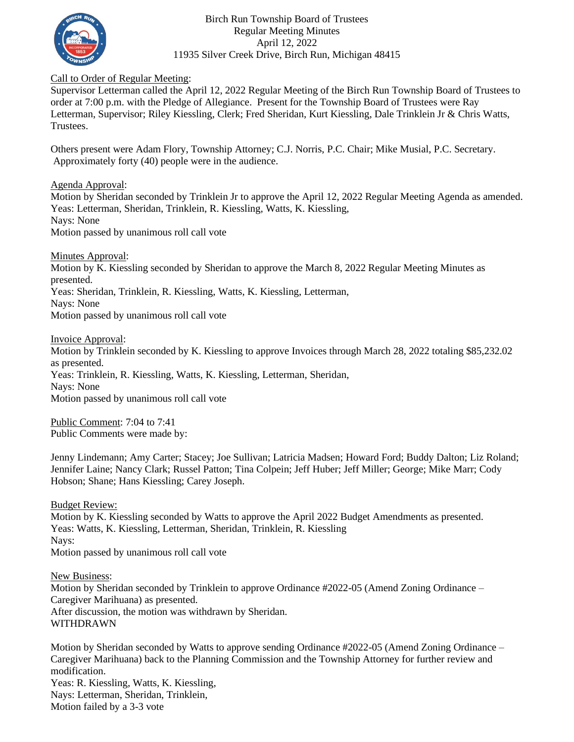# Birch Run Township Board of Trustees
## Regular Meeting Minutes
## April 12, 2022
## 11935 Silver Creek Drive, Birch Run, Michigan 48415

Call to Order of Regular Meeting:

Supervisor Letterman called the April 12, 2022 Regular Meeting of the Birch Run Township Board of Trustees to order at 7:00 p.m. with the Pledge of Allegiance. Present for the Township Board of Trustees were Ray Letterman, Supervisor; Riley Kiessling, Clerk; Fred Sheridan, Kurt Kiessling, Dale Trinklein Jr & Chris Watts, Trustees.

Others present were Adam Flory, Township Attorney; C.J. Norris, P.C. Chair; Mike Musial, P.C. Secretary. Approximately forty (40) people were in the audience.

Agenda Approval:

Motion by Sheridan seconded by Trinklein Jr to approve the April 12, 2022 Regular Meeting Agenda as amended.
Yeas: Letterman, Sheridan, Trinklein, R. Kiessling, Watts, K. Kiessling,
Nays: None
Motion passed by unanimous roll call vote

Minutes Approval:

Motion by K. Kiessling seconded by Sheridan to approve the March 8, 2022 Regular Meeting Minutes as presented.
Yeas: Sheridan, Trinklein, R. Kiessling, Watts, K. Kiessling, Letterman,
Nays: None
Motion passed by unanimous roll call vote

Invoice Approval:

Motion by Trinklein seconded by K. Kiessling to approve Invoices through March 28, 2022 totaling $85,232.02 as presented.
Yeas: Trinklein, R. Kiessling, Watts, K. Kiessling, Letterman, Sheridan,
Nays: None
Motion passed by unanimous roll call vote

Public Comment: 7:04 to 7:41
Public Comments were made by:

Jenny Lindemann; Amy Carter; Stacey; Joe Sullivan; Latricia Madsen; Howard Ford; Buddy Dalton; Liz Roland; Jennifer Laine; Nancy Clark; Russel Patton; Tina Colpein; Jeff Huber; Jeff Miller; George; Mike Marr; Cody Hobson; Shane; Hans Kiessling; Carey Joseph.

Budget Review:

Motion by K. Kiessling seconded by Watts to approve the April 2022 Budget Amendments as presented.
Yeas: Watts, K. Kiessling, Letterman, Sheridan, Trinklein, R. Kiessling
Nays:
Motion passed by unanimous roll call vote

New Business:

Motion by Sheridan seconded by Trinklein to approve Ordinance #2022-05 (Amend Zoning Ordinance – Caregiver Marihuana) as presented.
After discussion, the motion was withdrawn by Sheridan.
WITHDRAWN

Motion by Sheridan seconded by Watts to approve sending Ordinance #2022-05 (Amend Zoning Ordinance – Caregiver Marihuana) back to the Planning Commission and the Township Attorney for further review and modification.
Yeas: R. Kiessling, Watts, K. Kiessling,
Nays: Letterman, Sheridan, Trinklein,
Motion failed by a 3-3 vote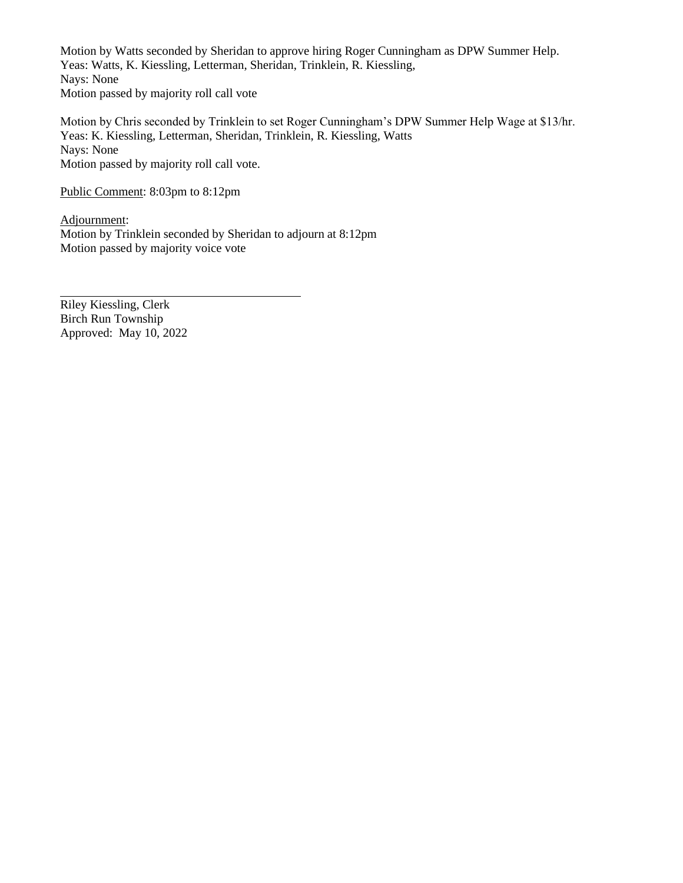Motion by Watts seconded by Sheridan to approve hiring Roger Cunningham as DPW Summer Help.
Yeas: Watts, K. Kiessling, Letterman, Sheridan, Trinklein, R. Kiessling,
Nays: None
Motion passed by majority roll call vote

Motion by Chris seconded by Trinklein to set Roger Cunningham's DPW Summer Help Wage at $13/hr.
Yeas: K. Kiessling, Letterman, Sheridan, Trinklein, R. Kiessling, Watts
Nays: None
Motion passed by majority roll call vote.

Public Comment: 8:03pm to 8:12pm

Adjournment:
Motion by Trinklein seconded by Sheridan to adjourn at 8:12pm
Motion passed by majority voice vote

\_\_\_\_\_\_\_\_\_\_\_\_\_\_\_\_\_\_\_\_\_\_\_\_\_\_\_\_\_\_\_\_\_\_\_\_\_\_\_\_

Riley Kiessling, Clerk
Birch Run Township
Approved: May 10, 2022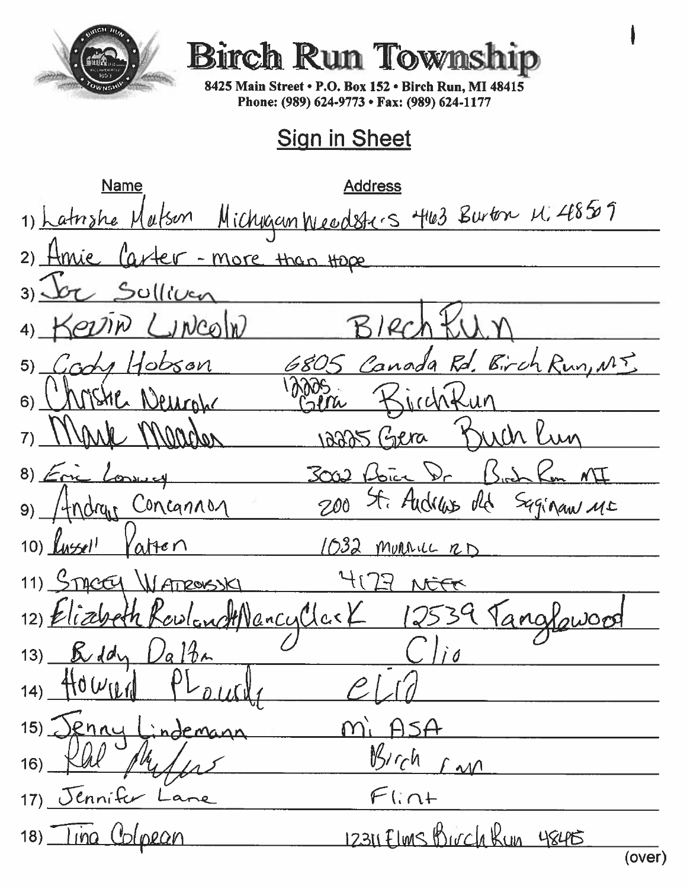# Birch Run Township

8425 Main Street • P.O. Box 152 • Birch Run, MI 48415
Phone: (989) 624-9773 • Fax: (989) 624-1177

## Sign in Sheet

| | Name | Address |
|---|---|---|
| 1) | Latrishe Matson | Michigan Weedsters 4463 Burton Mi 48509 |
| 2) | Amie Carter - more than Hope | |
| 3) | Joe Sullivan | |
| 4) | Kevin Lincoln | Birch Run |
| 5) | Cody Hobson | 6805 Canada Rd. Birch Run, MI |
| 6) | Christie Neuroh | 12225 Gera Birch Run |
| 7) | Mark Meader | 12225 Gera Birch Run |
| 8) | Eric Lonsway | 3002 Boice Dr Birch Run MI |
| 9) | Andrew Concannon | 200 St. Andrews Rd Saginaw MI |
| 10) | Russell Patten | 1032 Murrell RD |
| 11) | Stacey Watrowski | 4127 Neff |
| 12) | Elizabeth Rowland & Nancy Clark | 12539 Tanglewood |
| 13) | Buddy Dalton | Clio |
| 14) | Howard Plourde | Clio |
| 15) | Jenny Lindemann | Mi ASA |
| 16) | Rol Myers | Birch Run |
| 17) | Jennifer Lane | Flint |
| 18) | Tina Colpean | 12311 Elms Birch Run 48415 |

(over)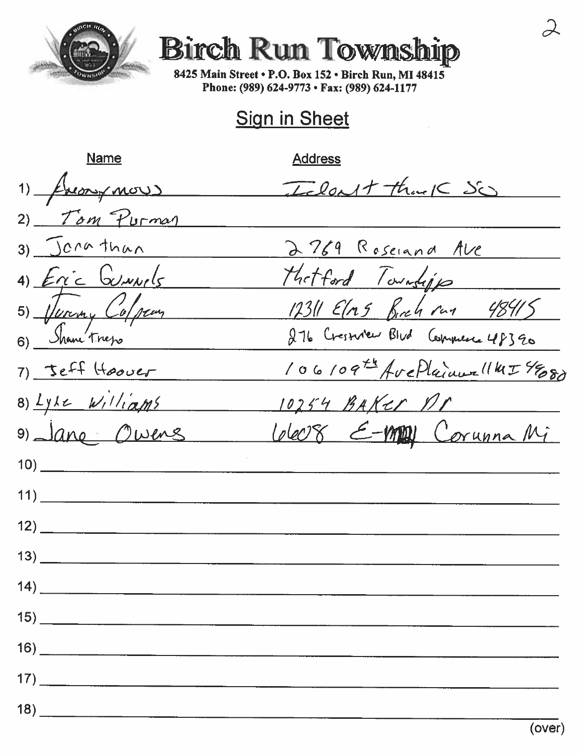# Birch Run Township

8425 Main Street • P.O. Box 152 • Birch Run, MI 48415
Phone: (989) 624-9773 • Fax: (989) 624-1177

## Sign in Sheet

| | Name | Address |
|---|---|---|
| 1) | Anonymous | I don't think so |
| 2) | Tom Purman | |
| 3) | Jonathan | 2769 Roseland Ave |
| 4) | Eric Gunnels | Thetford Township |
| 5) | Jeremy Colpean | 12311 Elms Birch run 48415 |
| 6) | Shane Trejo | 276 Crestview Blvd Commerce 48390 |
| 7) | Jeff Hoover | 106 109th Ave Plainwell MI 49080 |
| 8) | Lyle Williams | 10254 BAKER DR |
| 9) | Jane Owens | 6608 E-M21 Corunna Mi |
| 10) | | |
| 11) | | |
| 12) | | |
| 13) | | |
| 14) | | |
| 15) | | |
| 16) | | |
| 17) | | |
| 18) | | |

(over)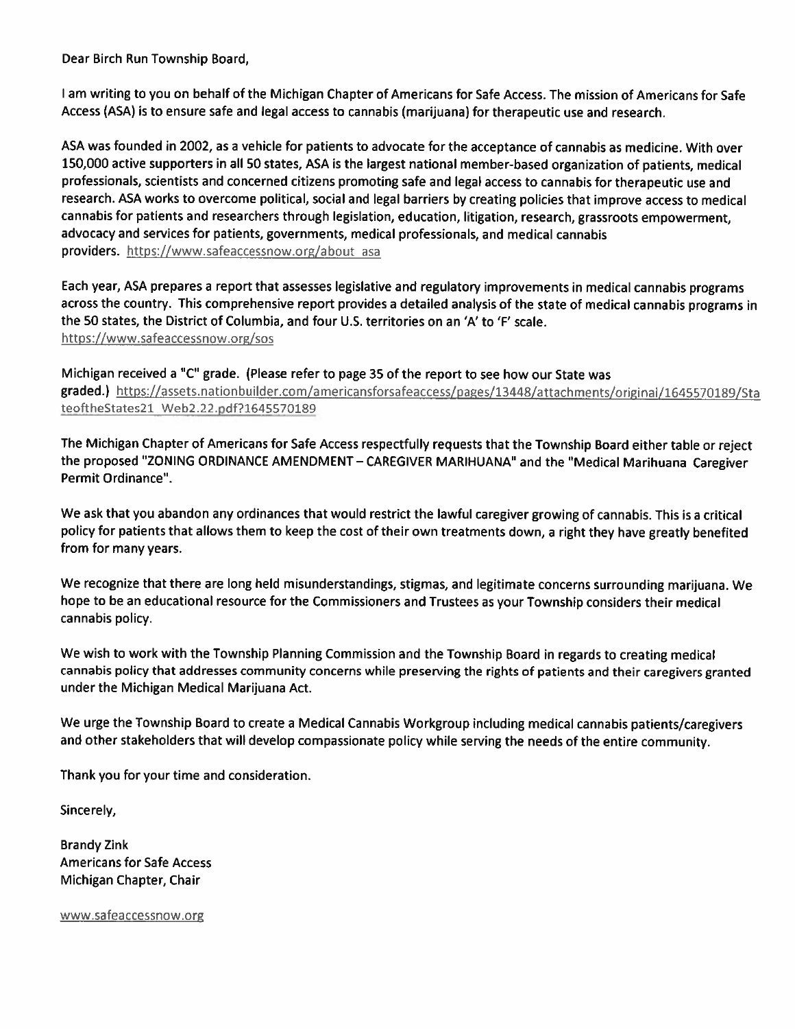Dear Birch Run Township Board,

I am writing to you on behalf of the Michigan Chapter of Americans for Safe Access. The mission of Americans for Safe Access (ASA) is to ensure safe and legal access to cannabis (marijuana) for therapeutic use and research.

ASA was founded in 2002, as a vehicle for patients to advocate for the acceptance of cannabis as medicine. With over 150,000 active supporters in all 50 states, ASA is the largest national member-based organization of patients, medical professionals, scientists and concerned citizens promoting safe and legal access to cannabis for therapeutic use and research. ASA works to overcome political, social and legal barriers by creating policies that improve access to medical cannabis for patients and researchers through legislation, education, litigation, research, grassroots empowerment, advocacy and services for patients, governments, medical professionals, and medical cannabis providers. https://www.safeaccessnow.org/about_asa

Each year, ASA prepares a report that assesses legislative and regulatory improvements in medical cannabis programs across the country. This comprehensive report provides a detailed analysis of the state of medical cannabis programs in the 50 states, the District of Columbia, and four U.S. territories on an 'A' to 'F' scale. https://www.safeaccessnow.org/sos

Michigan received a "C" grade. (Please refer to page 35 of the report to see how our State was graded.) https://assets.nationbuilder.com/americansforsafeaccess/pages/13448/attachments/original/1645570189/StateoftheStates21_Web2.22.pdf?1645570189

The Michigan Chapter of Americans for Safe Access respectfully requests that the Township Board either table or reject the proposed "ZONING ORDINANCE AMENDMENT – CAREGIVER MARIHUANA" and the "Medical Marihuana Caregiver Permit Ordinance".

We ask that you abandon any ordinances that would restrict the lawful caregiver growing of cannabis. This is a critical policy for patients that allows them to keep the cost of their own treatments down, a right they have greatly benefited from for many years.

We recognize that there are long held misunderstandings, stigmas, and legitimate concerns surrounding marijuana. We hope to be an educational resource for the Commissioners and Trustees as your Township considers their medical cannabis policy.

We wish to work with the Township Planning Commission and the Township Board in regards to creating medical cannabis policy that addresses community concerns while preserving the rights of patients and their caregivers granted under the Michigan Medical Marijuana Act.

We urge the Township Board to create a Medical Cannabis Workgroup including medical cannabis patients/caregivers and other stakeholders that will develop compassionate policy while serving the needs of the entire community.

Thank you for your time and consideration.

Sincerely,

Brandy Zink
Americans for Safe Access
Michigan Chapter, Chair

www.safeaccessnow.org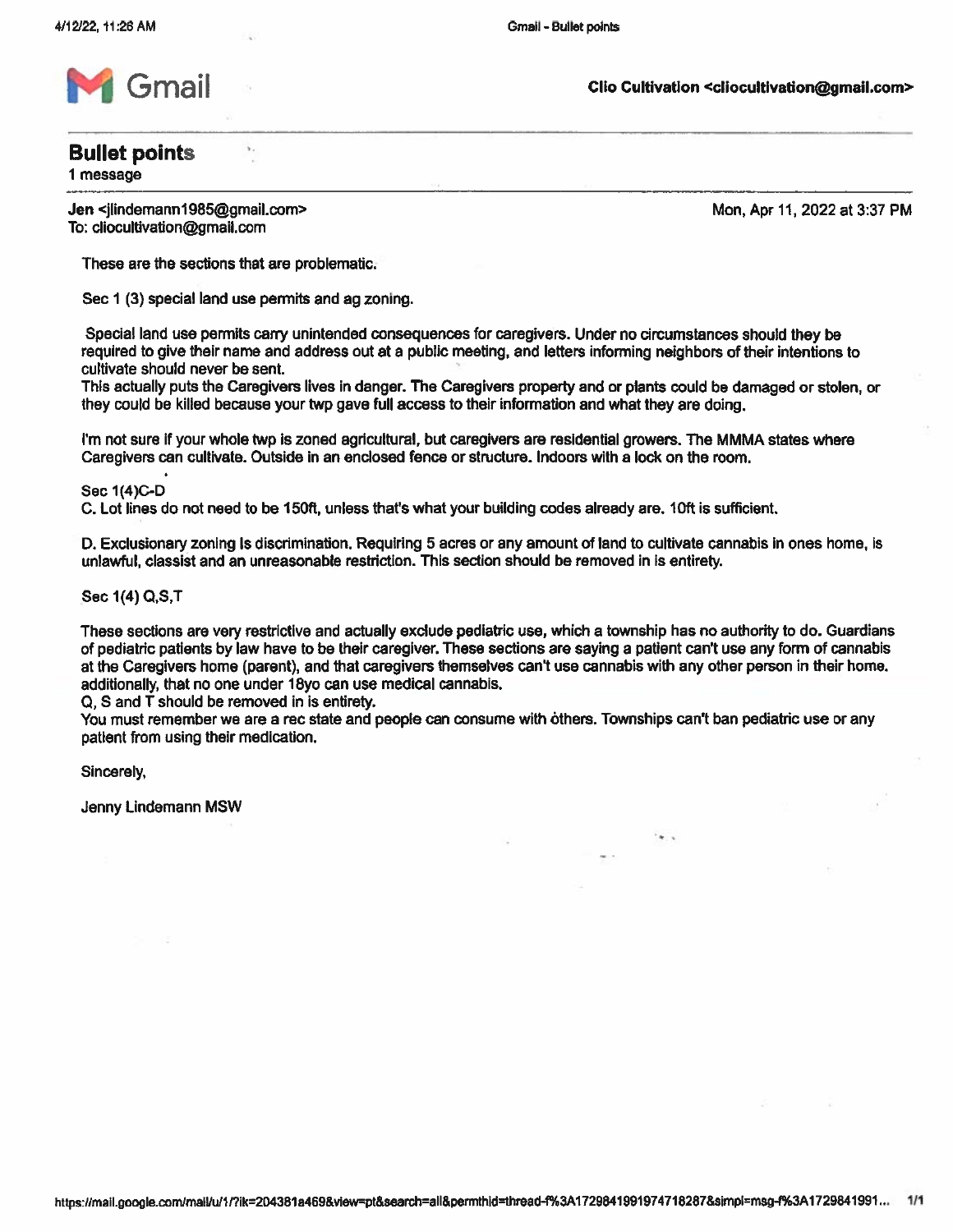Gmail

Clio Cultivation <cliocultivation@gmail.com>

# Bullet points

1 message

**Jen <jlindemann1985@gmail.com>**
To: cliocultivation@gmail.com

Mon, Apr 11, 2022 at 3:37 PM

These are the sections that are problematic.

Sec 1 (3) special land use permits and ag zoning.

Special land use permits carry unintended consequences for caregivers. Under no circumstances should they be required to give their name and address out at a public meeting, and letters informing neighbors of their intentions to cultivate should never be sent.
This actually puts the Caregivers lives in danger. The Caregivers property and or plants could be damaged or stolen, or they could be killed because your twp gave full access to their information and what they are doing.

I'm not sure if your whole twp is zoned agricultural, but caregivers are residential growers. The MMMA states where Caregivers can cultivate. Outside in an enclosed fence or structure. Indoors with a lock on the room.

Sec 1(4)C-D
C. Lot lines do not need to be 150ft, unless that's what your building codes already are. 10ft is sufficient.

D. Exclusionary zoning is discrimination. Requiring 5 acres or any amount of land to cultivate cannabis in ones home, is unlawful, classist and an unreasonable restriction. This section should be removed in is entirety.

Sec 1(4) Q,S,T

These sections are very restrictive and actually exclude pediatric use, which a township has no authority to do. Guardians of pediatric patients by law have to be their caregiver. These sections are saying a patient can't use any form of cannabis at the Caregivers home (parent), and that caregivers themselves can't use cannabis with any other person in their home. additionally, that no one under 18yo can use medical cannabis.
Q, S and T should be removed in is entirety.
You must remember we are a rec state and people can consume with others. Townships can't ban pediatric use or any patient from using their medication.

Sincerely,

Jenny Lindemann MSW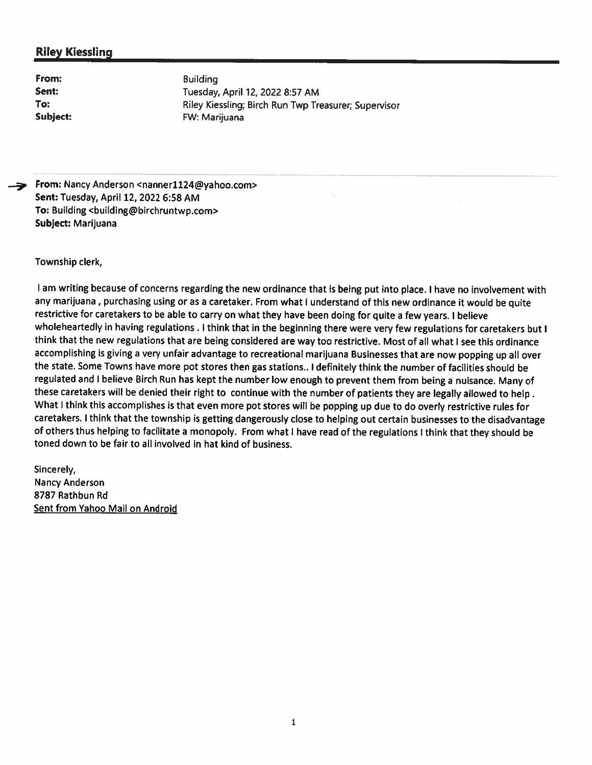## Riley Kiessling

**From:** Building
**Sent:** Tuesday, April 12, 2022 8:57 AM
**To:** Riley Kiessling; Birch Run Twp Treasurer; Supervisor
**Subject:** FW: Marijuana

---

**From:** Nancy Anderson <nanner1124@yahoo.com>
**Sent:** Tuesday, April 12, 2022 6:58 AM
**To:** Building <building@birchruntwp.com>
**Subject:** Marijuana

Township clerk,

I am writing because of concerns regarding the new ordinance that is being put into place. I have no involvement with any marijuana , purchasing using or as a caretaker. From what I understand of this new ordinance it would be quite restrictive for caretakers to be able to carry on what they have been doing for quite a few years. I believe wholeheartedly in having regulations . I think that in the beginning there were very few regulations for caretakers but I think that the new regulations that are being considered are way too restrictive. Most of all what I see this ordinance accomplishing is giving a very unfair advantage to recreational marijuana Businesses that are now popping up all over the state. Some Towns have more pot stores then gas stations.. I definitely think the number of facilities should be regulated and I believe Birch Run has kept the number low enough to prevent them from being a nuisance. Many of these caretakers will be denied their right to continue with the number of patients they are legally allowed to help . What I think this accomplishes is that even more pot stores will be popping up due to do overly restrictive rules for caretakers. I think that the township is getting dangerously close to helping out certain businesses to the disadvantage of others thus helping to facilitate a monopoly. From what I have read of the regulations I think that they should be toned down to be fair to all involved in hat kind of business.

Sincerely,
Nancy Anderson
8787 Rathbun Rd
Sent from Yahoo Mail on Android